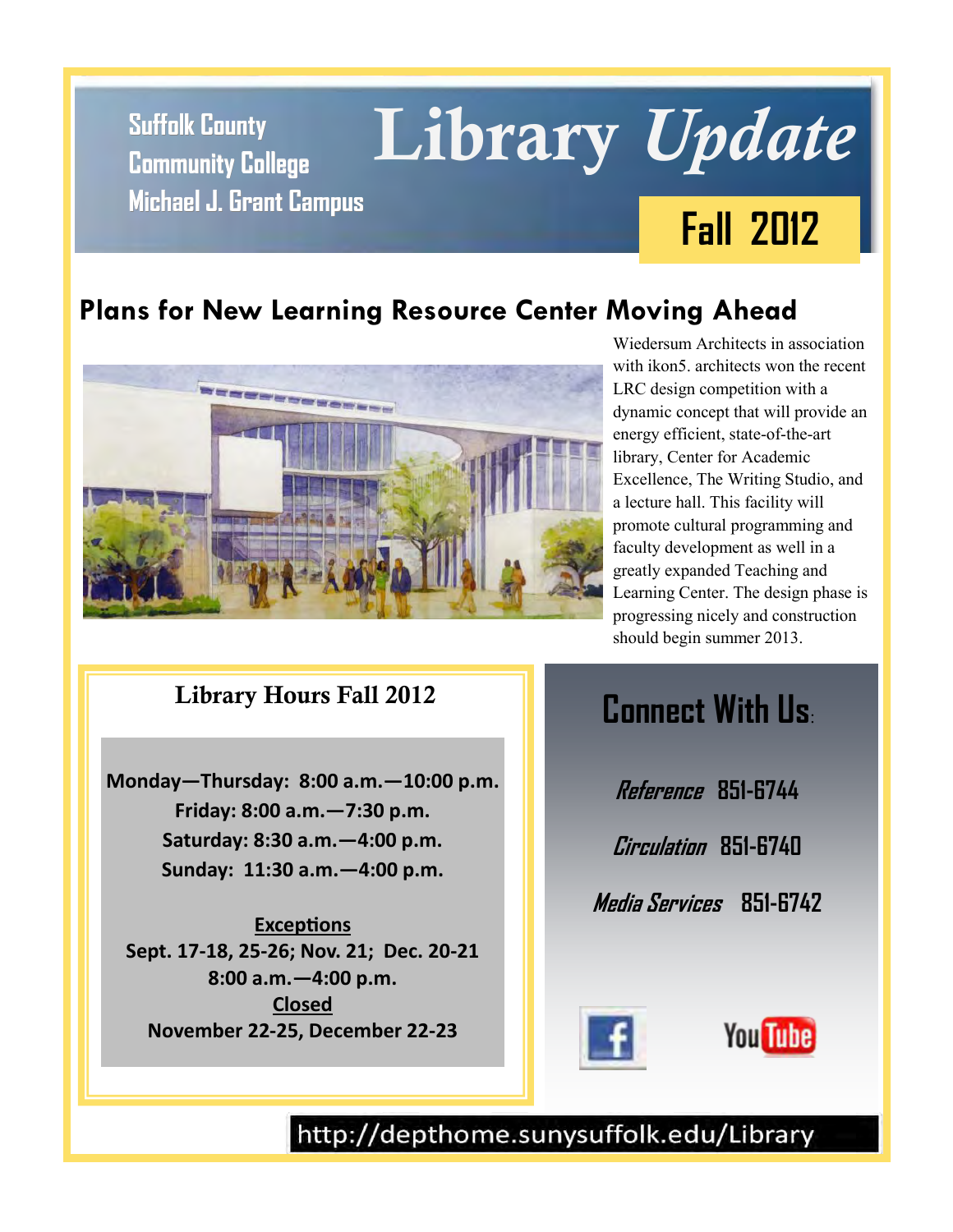Suffolk County Community College
Michael J. Grant Campus

# Library *Update*

**Fall 2012**

## Plans for New Learning Resource Center Moving Ahead

Wiedersum Architects in association with ikon5. architects won the recent LRC design competition with a dynamic concept that will provide an energy efficient, state-of-the-art library, Center for Academic Excellence, The Writing Studio, and a lecture hall. This facility will promote cultural programming and faculty development as well in a greatly expanded Teaching and Learning Center. The design phase is progressing nicely and construction should begin summer 2013.

### Library Hours Fall 2012

**Monday—Thursday: 8:00 a.m.—10:00 p.m.**
**Friday: 8:00 a.m.—7:30 p.m.**
**Saturday: 8:30 a.m.—4:00 p.m.**
**Sunday: 11:30 a.m.—4:00 p.m.**

**Exceptions**
**Sept. 17-18, 25-26; Nov. 21; Dec. 20-21**
**8:00 a.m.—4:00 p.m.**
**Closed**
**November 22-25, December 22-23**

### Connect With Us:

*Reference* **851-6744**

*Circulation* **851-6740**

*Media Services* **851-6742**

http://depthome.sunysuffolk.edu/Library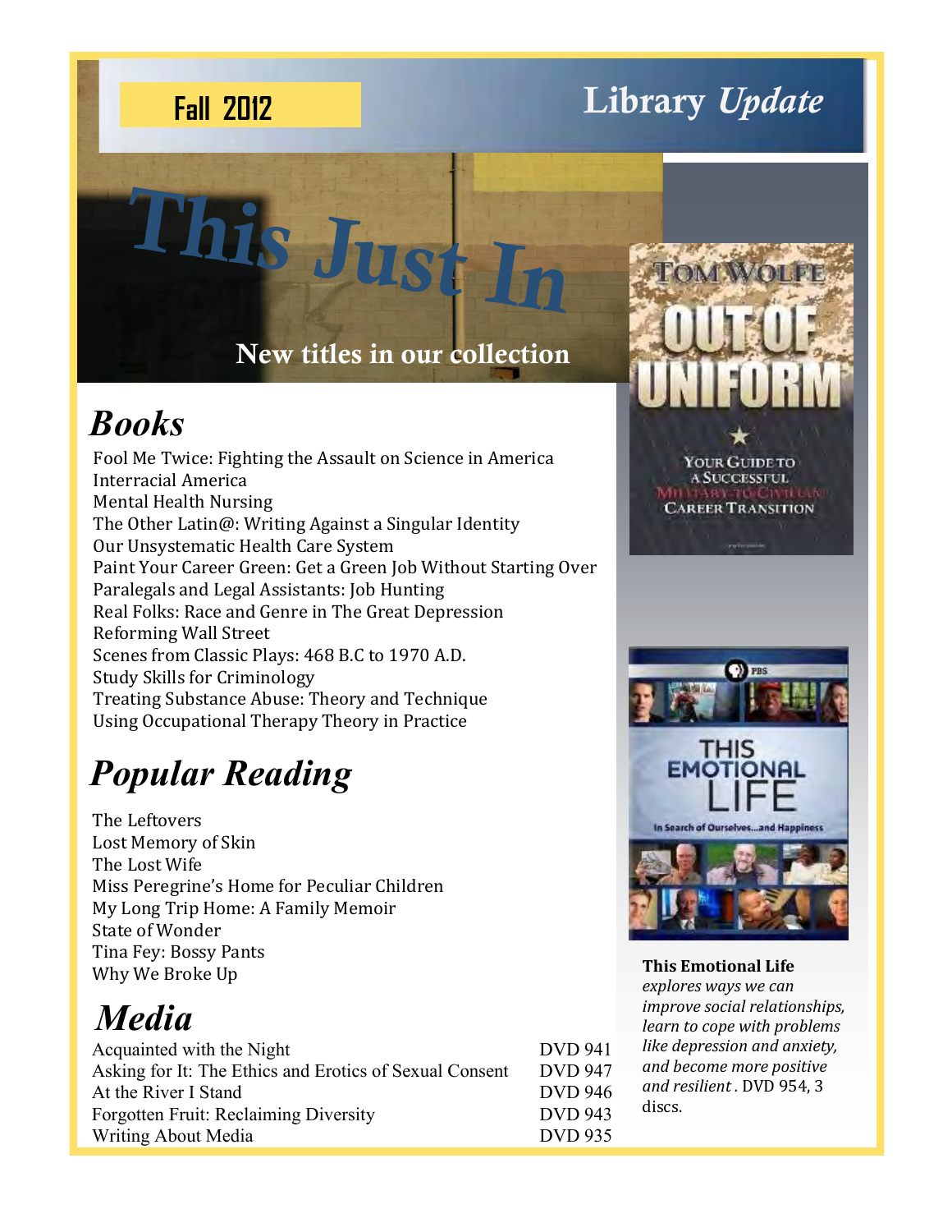Fall 2012

# Library *Update*

# This Just In

New titles in our collection

## *Books*

Fool Me Twice: Fighting the Assault on Science in America
Interracial America
Mental Health Nursing
The Other Latin@: Writing Against a Singular Identity
Our Unsystematic Health Care System
Paint Your Career Green: Get a Green Job Without Starting Over
Paralegals and Legal Assistants: Job Hunting
Real Folks: Race and Genre in The Great Depression
Reforming Wall Street
Scenes from Classic Plays: 468 B.C to 1970 A.D.
Study Skills for Criminology
Treating Substance Abuse: Theory and Technique
Using Occupational Therapy Theory in Practice

## *Popular Reading*

The Leftovers
Lost Memory of Skin
The Lost Wife
Miss Peregrine's Home for Peculiar Children
My Long Trip Home: A Family Memoir
State of Wonder
Tina Fey: Bossy Pants
Why We Broke Up

## *Media*

| | |
|---|---|
| Acquainted with the Night | DVD 941 |
| Asking for It: The Ethics and Erotics of Sexual Consent | DVD 947 |
| At the River I Stand | DVD 946 |
| Forgotten Fruit: Reclaiming Diversity | DVD 943 |
| Writing About Media | DVD 935 |

Tom Wolfe — Out of Uniform: Your Guide to a Successful Military-to-Civilian Career Transition

**This Emotional Life** *explores ways we can improve social relationships, learn to cope with problems like depression and anxiety, and become more positive and resilient*. DVD 954, 3 discs.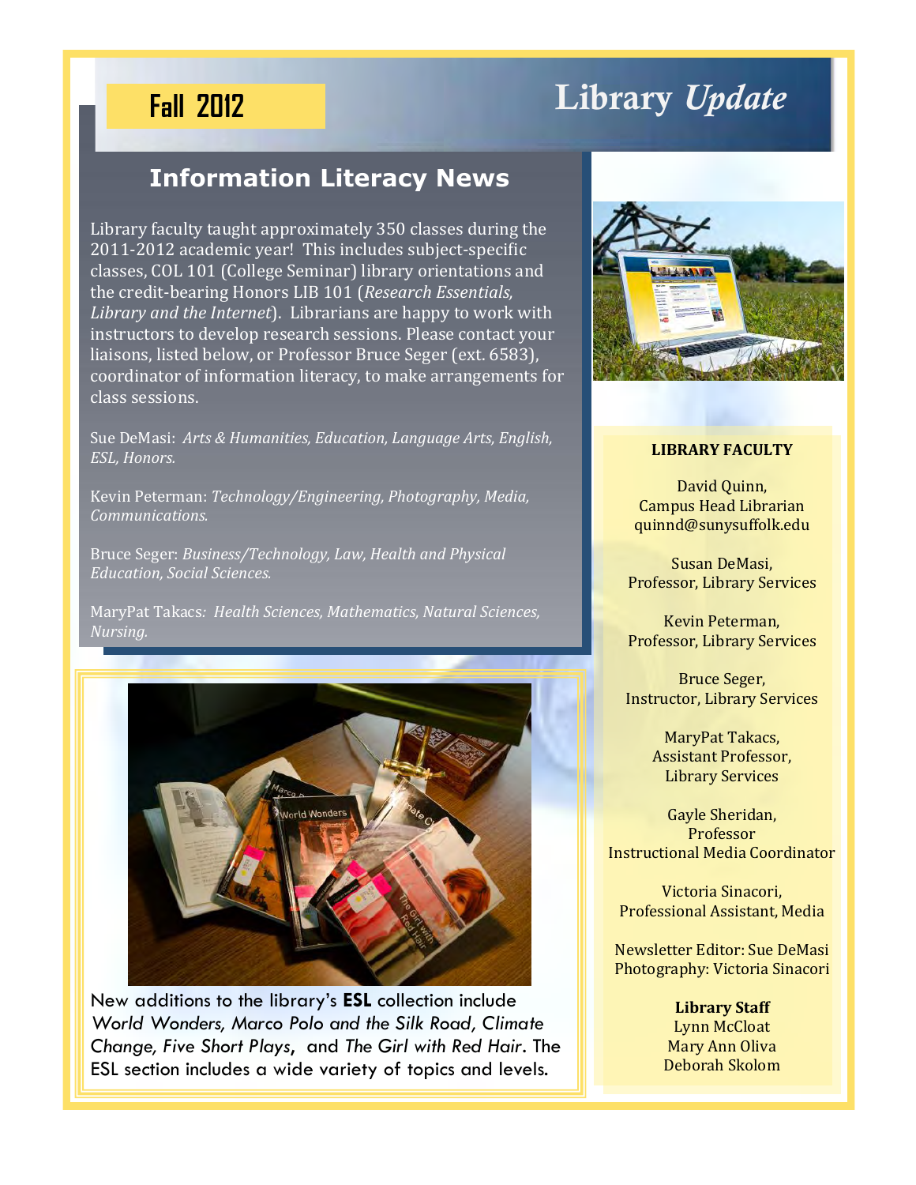**Fall 2012**

# Library *Update*

## Information Literacy News

Library faculty taught approximately 350 classes during the 2011-2012 academic year! This includes subject-specific classes, COL 101 (College Seminar) library orientations and the credit-bearing Honors LIB 101 (*Research Essentials, Library and the Internet*). Librarians are happy to work with instructors to develop research sessions. Please contact your liaisons, listed below, or Professor Bruce Seger (ext. 6583), coordinator of information literacy, to make arrangements for class sessions.

Sue DeMasi: *Arts & Humanities, Education, Language Arts, English, ESL, Honors.*

Kevin Peterman: *Technology/Engineering, Photography, Media, Communications.*

Bruce Seger: *Business/Technology, Law, Health and Physical Education, Social Sciences.*

MaryPat Takacs: *Health Sciences, Mathematics, Natural Sciences, Nursing.*

New additions to the library's **ESL** collection include *World Wonders, Marco Polo and the Silk Road, Climate Change, Five Short Plays*, and *The Girl with Red Hair*. The ESL section includes a wide variety of topics and levels.

**LIBRARY FACULTY**

David Quinn,
Campus Head Librarian
quinnd@sunysuffolk.edu

Susan DeMasi,
Professor, Library Services

Kevin Peterman,
Professor, Library Services

Bruce Seger,
Instructor, Library Services

MaryPat Takacs,
Assistant Professor,
Library Services

Gayle Sheridan,
Professor
Instructional Media Coordinator

Victoria Sinacori,
Professional Assistant, Media

Newsletter Editor: Sue DeMasi
Photography: Victoria Sinacori

**Library Staff**
Lynn McCloat
Mary Ann Oliva
Deborah Skolom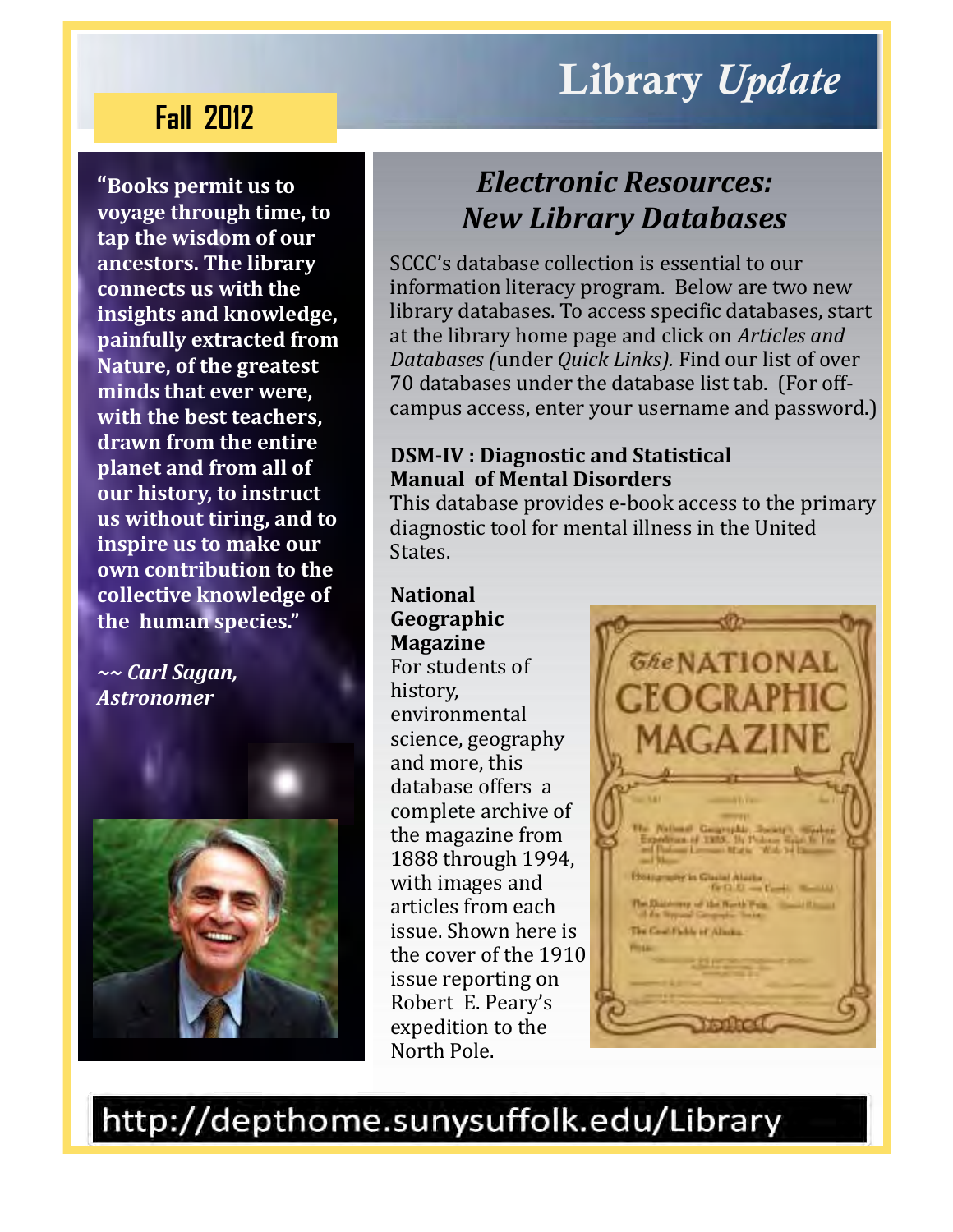# Library *Update*

**Fall 2012**

**"Books permit us to voyage through time, to tap the wisdom of our ancestors. The library connects us with the insights and knowledge, painfully extracted from Nature, of the greatest minds that ever were, with the best teachers, drawn from the entire planet and from all of our history, to instruct us without tiring, and to inspire us to make our own contribution to the collective knowledge of the human species."**

***~~ Carl Sagan, Astronomer***

## *Electronic Resources: New Library Databases*

SCCC's database collection is essential to our information literacy program. Below are two new library databases. To access specific databases, start at the library home page and click on *Articles and Databases (*under *Quick Links).* Find our list of over 70 databases under the database list tab. (For off-campus access, enter your username and password.)

**DSM-IV : Diagnostic and Statistical Manual of Mental Disorders**

This database provides e-book access to the primary diagnostic tool for mental illness in the United States.

**National Geographic Magazine**

For students of history, environmental science, geography and more, this database offers a complete archive of the magazine from 1888 through 1994, with images and articles from each issue. Shown here is the cover of the 1910 issue reporting on Robert E. Peary's expedition to the North Pole.

http://depthome.sunysuffolk.edu/Library